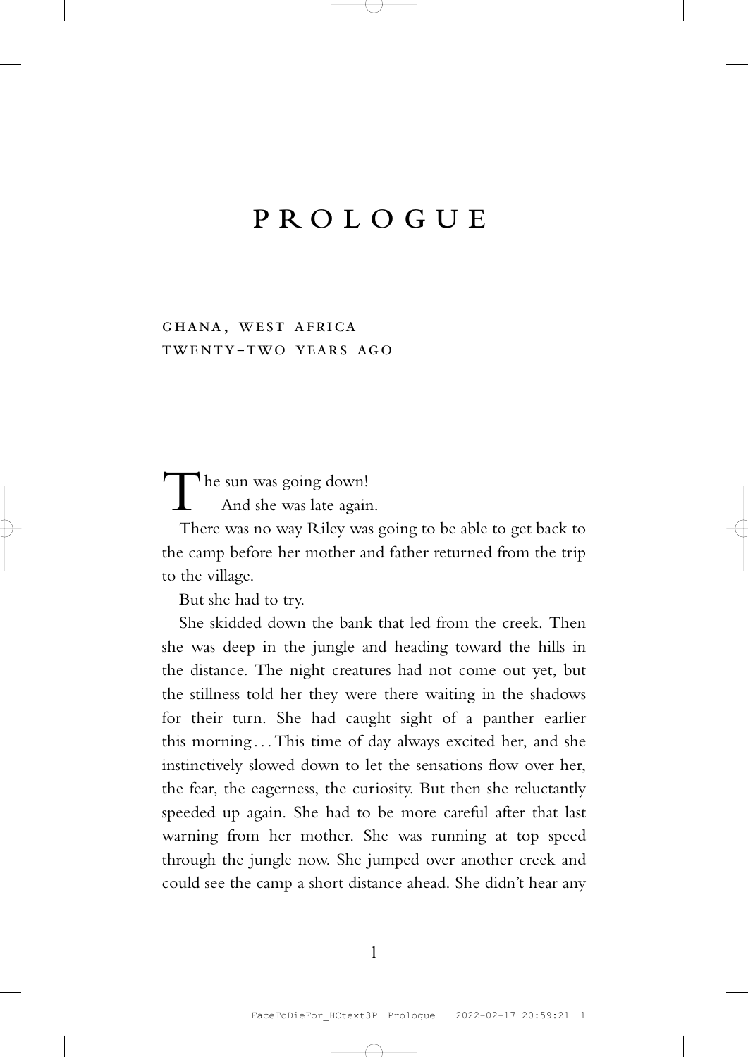# PROLOGUE

GHANA, WEST AFRICA
TWENTY-TWO YEARS AGO

The sun was going down!

And she was late again.

There was no way Riley was going to be able to get back to the camp before her mother and father returned from the trip to the village.

But she had to try.

She skidded down the bank that led from the creek. Then she was deep in the jungle and heading toward the hills in the distance. The night creatures had not come out yet, but the stillness told her they were there waiting in the shadows for their turn. She had caught sight of a panther earlier this morning... This time of day always excited her, and she instinctively slowed down to let the sensations flow over her, the fear, the eagerness, the curiosity. But then she reluctantly speeded up again. She had to be more careful after that last warning from her mother. She was running at top speed through the jungle now. She jumped over another creek and could see the camp a short distance ahead. She didn't hear any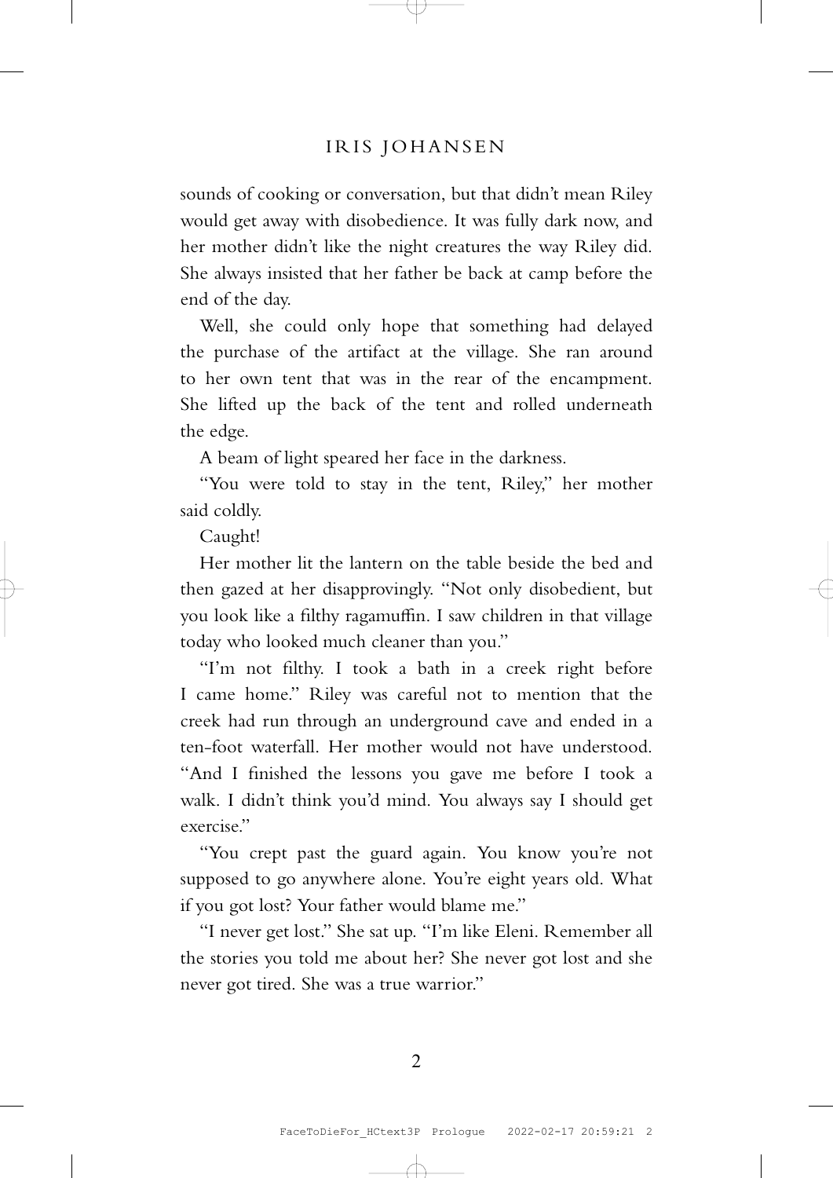sounds of cooking or conversation, but that didn't mean Riley would get away with disobedience. It was fully dark now, and her mother didn't like the night creatures the way Riley did. She always insisted that her father be back at camp before the end of the day.

Well, she could only hope that something had delayed the purchase of the artifact at the village. She ran around to her own tent that was in the rear of the encampment. She lifted up the back of the tent and rolled underneath the edge.

A beam of light speared her face in the darkness.

"You were told to stay in the tent, Riley," her mother said coldly.

Caught!

Her mother lit the lantern on the table beside the bed and then gazed at her disapprovingly. "Not only disobedient, but you look like a filthy ragamuffin. I saw children in that village today who looked much cleaner than you."

"I'm not filthy. I took a bath in a creek right before I came home." Riley was careful not to mention that the creek had run through an underground cave and ended in a ten-foot waterfall. Her mother would not have understood. "And I finished the lessons you gave me before I took a walk. I didn't think you'd mind. You always say I should get exercise."

"You crept past the guard again. You know you're not supposed to go anywhere alone. You're eight years old. What if you got lost? Your father would blame me."

"I never get lost." She sat up. "I'm like Eleni. Remember all the stories you told me about her? She never got lost and she never got tired. She was a true warrior."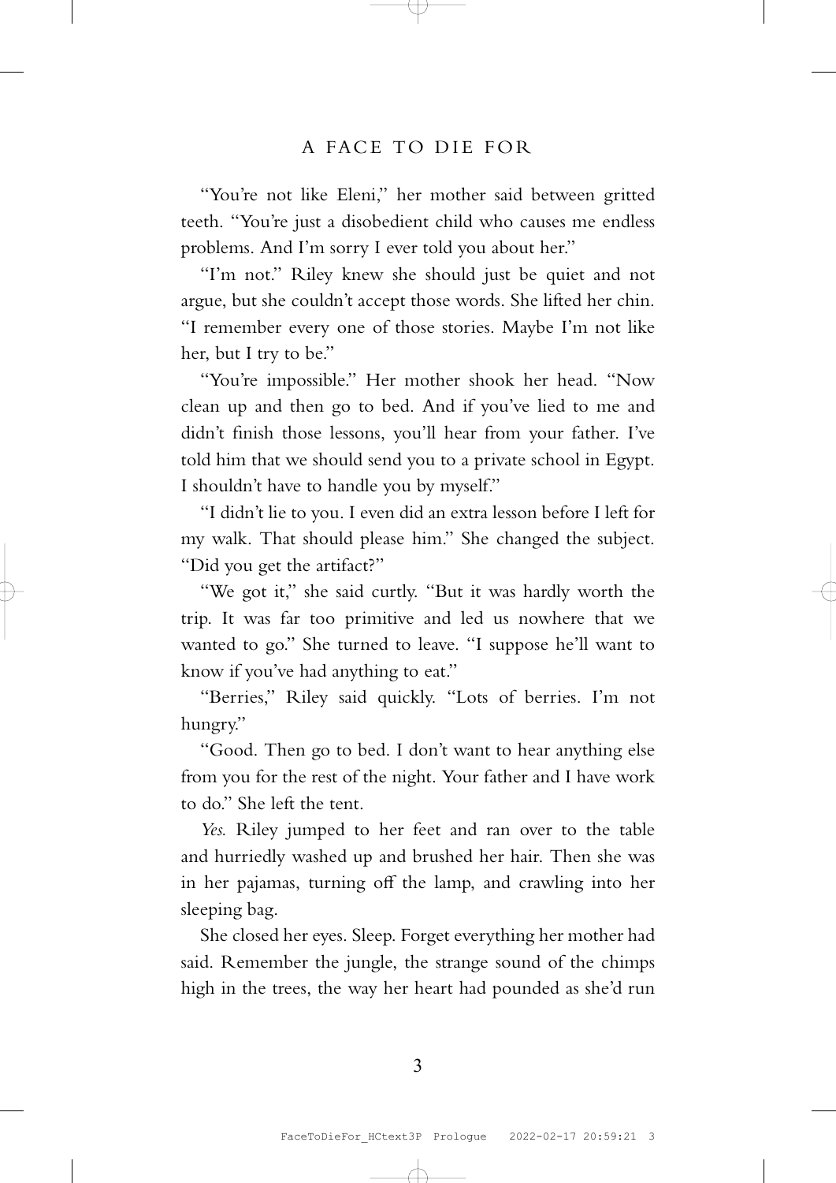"You're not like Eleni," her mother said between gritted teeth. "You're just a disobedient child who causes me endless problems. And I'm sorry I ever told you about her."

"I'm not." Riley knew she should just be quiet and not argue, but she couldn't accept those words. She lifted her chin. "I remember every one of those stories. Maybe I'm not like her, but I try to be."

"You're impossible." Her mother shook her head. "Now clean up and then go to bed. And if you've lied to me and didn't finish those lessons, you'll hear from your father. I've told him that we should send you to a private school in Egypt. I shouldn't have to handle you by myself."

"I didn't lie to you. I even did an extra lesson before I left for my walk. That should please him." She changed the subject. "Did you get the artifact?"

"We got it," she said curtly. "But it was hardly worth the trip. It was far too primitive and led us nowhere that we wanted to go." She turned to leave. "I suppose he'll want to know if you've had anything to eat."

"Berries," Riley said quickly. "Lots of berries. I'm not hungry."

"Good. Then go to bed. I don't want to hear anything else from you for the rest of the night. Your father and I have work to do." She left the tent.

*Yes.* Riley jumped to her feet and ran over to the table and hurriedly washed up and brushed her hair. Then she was in her pajamas, turning off the lamp, and crawling into her sleeping bag.

She closed her eyes. Sleep. Forget everything her mother had said. Remember the jungle, the strange sound of the chimps high in the trees, the way her heart had pounded as she'd run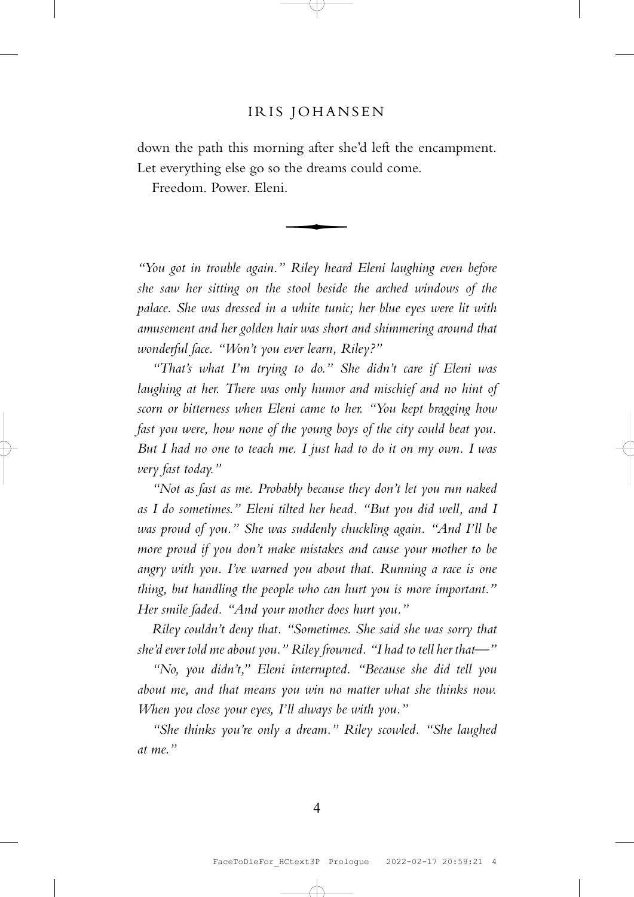down the path this morning after she'd left the encampment. Let everything else go so the dreams could come.

Freedom. Power. Eleni.

---

*"You got in trouble again." Riley heard Eleni laughing even before she saw her sitting on the stool beside the arched windows of the palace. She was dressed in a white tunic; her blue eyes were lit with amusement and her golden hair was short and shimmering around that wonderful face. "Won't you ever learn, Riley?"*

*"That's what I'm trying to do." She didn't care if Eleni was laughing at her. There was only humor and mischief and no hint of scorn or bitterness when Eleni came to her. "You kept bragging how fast you were, how none of the young boys of the city could beat you. But I had no one to teach me. I just had to do it on my own. I was very fast today."*

*"Not as fast as me. Probably because they don't let you run naked as I do sometimes." Eleni tilted her head. "But you did well, and I was proud of you." She was suddenly chuckling again. "And I'll be more proud if you don't make mistakes and cause your mother to be angry with you. I've warned you about that. Running a race is one thing, but handling the people who can hurt you is more important." Her smile faded. "And your mother does hurt you."*

*Riley couldn't deny that. "Sometimes. She said she was sorry that she'd ever told me about you." Riley frowned. "I had to tell her that—"*

*"No, you didn't," Eleni interrupted. "Because she did tell you about me, and that means you win no matter what she thinks now. When you close your eyes, I'll always be with you."*

*"She thinks you're only a dream." Riley scowled. "She laughed at me."*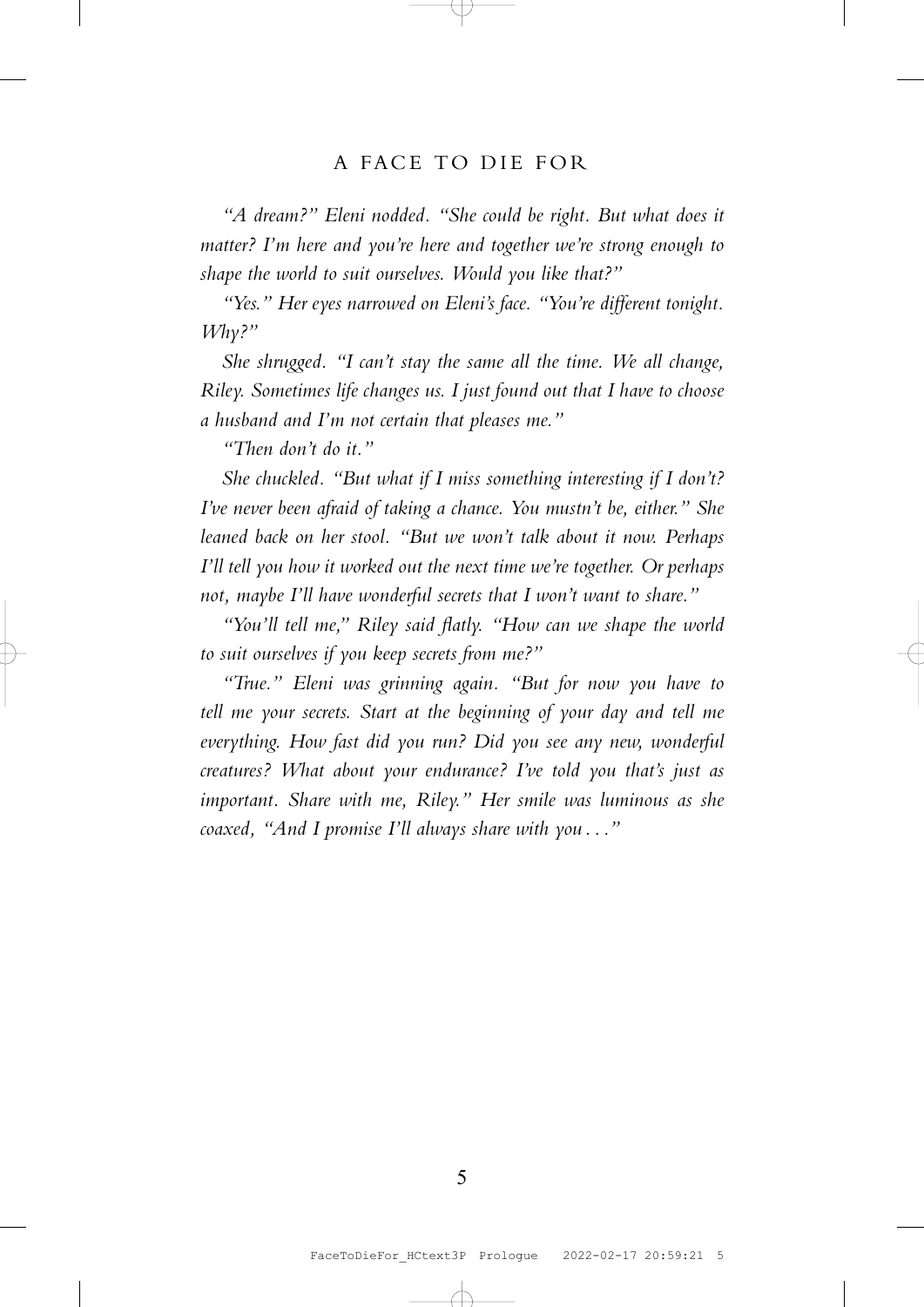*"A dream?" Eleni nodded. "She could be right. But what does it matter? I'm here and you're here and together we're strong enough to shape the world to suit ourselves. Would you like that?"*

*"Yes." Her eyes narrowed on Eleni's face. "You're different tonight. Why?"*

*She shrugged. "I can't stay the same all the time. We all change, Riley. Sometimes life changes us. I just found out that I have to choose a husband and I'm not certain that pleases me."*

*"Then don't do it."*

*She chuckled. "But what if I miss something interesting if I don't? I've never been afraid of taking a chance. You mustn't be, either." She leaned back on her stool. "But we won't talk about it now. Perhaps I'll tell you how it worked out the next time we're together. Or perhaps not, maybe I'll have wonderful secrets that I won't want to share."*

*"You'll tell me," Riley said flatly. "How can we shape the world to suit ourselves if you keep secrets from me?"*

*"True." Eleni was grinning again. "But for now you have to tell me your secrets. Start at the beginning of your day and tell me everything. How fast did you run? Did you see any new, wonderful creatures? What about your endurance? I've told you that's just as important. Share with me, Riley." Her smile was luminous as she coaxed, "And I promise I'll always share with you . . ."*